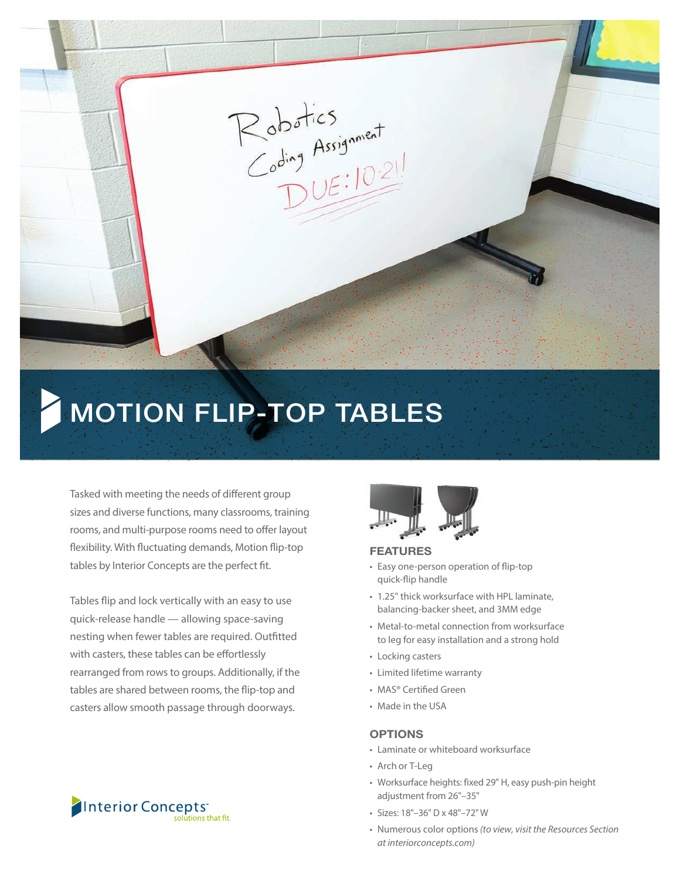# MOTION FLIP-TOP TABLES

Tasked with meeting the needs of different group sizes and diverse functions, many classrooms, training rooms, and multi-purpose rooms need to offer layout flexibility. With fluctuating demands, Motion flip-top tables by Interior Concepts are the perfect fit.

Tables flip and lock vertically with an easy to use quick-release handle — allowing space-saving nesting when fewer tables are required. Outfitted with casters, these tables can be effortlessly rearranged from rows to groups. Additionally, if the tables are shared between rooms, the flip-top and casters allow smooth passage through doorways.

## FEATURES

- Easy one-person operation of flip-top quick-flip handle
- 1.25" thick worksurface with HPL laminate, balancing-backer sheet, and 3MM edge
- Metal-to-metal connection from worksurface to leg for easy installation and a strong hold
- Locking casters
- Limited lifetime warranty
- MAS® Certified Green
- Made in the USA

## OPTIONS

- Laminate or whiteboard worksurface
- Arch or T-Leg
- Worksurface heights: fixed 29" H, easy push-pin height adjustment from 26"–35"
- Sizes: 18"–36" D x 48"–72" W
- Numerous color options *(to view, visit the Resources Section at interiorconcepts.com)*

Interior Concepts™
solutions that fit.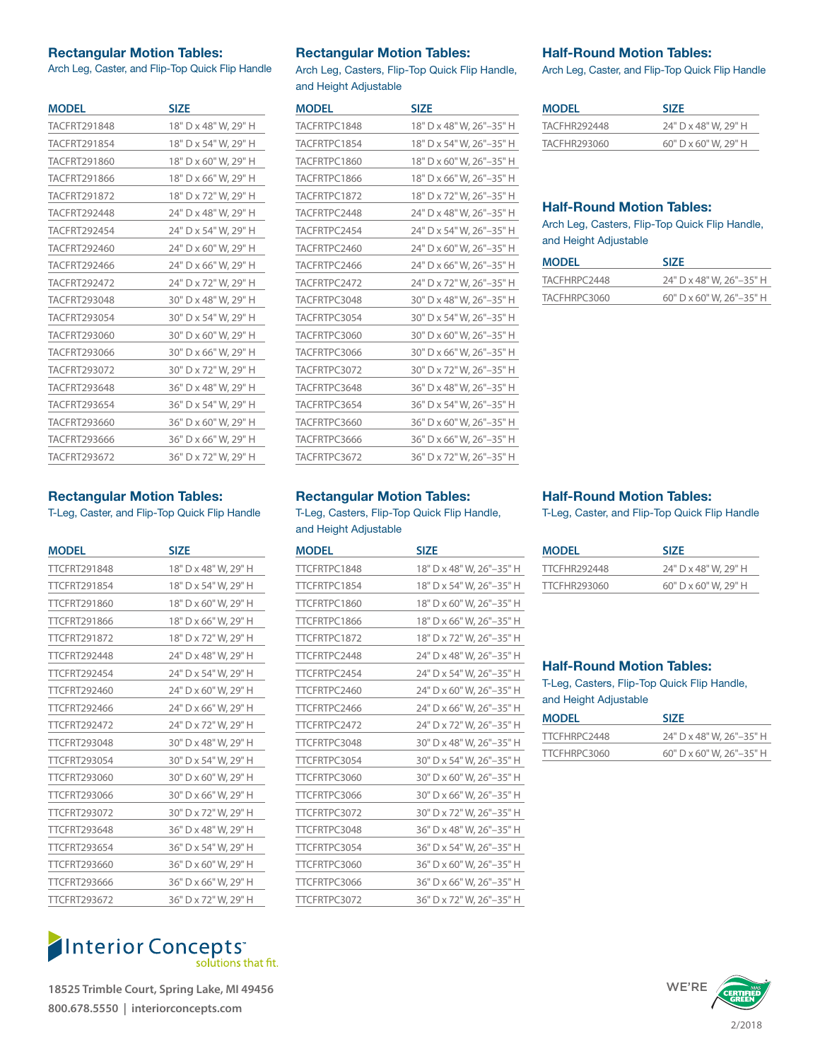## Rectangular Motion Tables:

Arch Leg, Caster, and Flip-Top Quick Flip Handle

| MODEL | SIZE |
|---|---|
| TACFRT291848 | 18" D x 48" W, 29" H |
| TACFRT291854 | 18" D x 54" W, 29" H |
| TACFRT291860 | 18" D x 60" W, 29" H |
| TACFRT291866 | 18" D x 66" W, 29" H |
| TACFRT291872 | 18" D x 72" W, 29" H |
| TACFRT292448 | 24" D x 48" W, 29" H |
| TACFRT292454 | 24" D x 54" W, 29" H |
| TACFRT292460 | 24" D x 60" W, 29" H |
| TACFRT292466 | 24" D x 66" W, 29" H |
| TACFRT292472 | 24" D x 72" W, 29" H |
| TACFRT293048 | 30" D x 48" W, 29" H |
| TACFRT293054 | 30" D x 54" W, 29" H |
| TACFRT293060 | 30" D x 60" W, 29" H |
| TACFRT293066 | 30" D x 66" W, 29" H |
| TACFRT293072 | 30" D x 72" W, 29" H |
| TACFRT293648 | 36" D x 48" W, 29" H |
| TACFRT293654 | 36" D x 54" W, 29" H |
| TACFRT293660 | 36" D x 60" W, 29" H |
| TACFRT293666 | 36" D x 66" W, 29" H |
| TACFRT293672 | 36" D x 72" W, 29" H |

## Rectangular Motion Tables:

Arch Leg, Casters, Flip-Top Quick Flip Handle, and Height Adjustable

| MODEL | SIZE |
|---|---|
| TACFRTPC1848 | 18" D x 48" W, 26"–35" H |
| TACFRTPC1854 | 18" D x 54" W, 26"–35" H |
| TACFRTPC1860 | 18" D x 60" W, 26"–35" H |
| TACFRTPC1866 | 18" D x 66" W, 26"–35" H |
| TACFRTPC1872 | 18" D x 72" W, 26"–35" H |
| TACFRTPC2448 | 24" D x 48" W, 26"–35" H |
| TACFRTPC2454 | 24" D x 54" W, 26"–35" H |
| TACFRTPC2460 | 24" D x 60" W, 26"–35" H |
| TACFRTPC2466 | 24" D x 66" W, 26"–35" H |
| TACFRTPC2472 | 24" D x 72" W, 26"–35" H |
| TACFRTPC3048 | 30" D x 48" W, 26"–35" H |
| TACFRTPC3054 | 30" D x 54" W, 26"–35" H |
| TACFRTPC3060 | 30" D x 60" W, 26"–35" H |
| TACFRTPC3066 | 30" D x 66" W, 26"–35" H |
| TACFRTPC3072 | 30" D x 72" W, 26"–35" H |
| TACFRTPC3648 | 36" D x 48" W, 26"–35" H |
| TACFRTPC3654 | 36" D x 54" W, 26"–35" H |
| TACFRTPC3660 | 36" D x 60" W, 26"–35" H |
| TACFRTPC3666 | 36" D x 66" W, 26"–35" H |
| TACFRTPC3672 | 36" D x 72" W, 26"–35" H |

## Half-Round Motion Tables:

Arch Leg, Caster, and Flip-Top Quick Flip Handle

| MODEL | SIZE |
|---|---|
| TACFHR292448 | 24" D x 48" W, 29" H |
| TACFHR293060 | 60" D x 60" W, 29" H |

## Half-Round Motion Tables:

Arch Leg, Casters, Flip-Top Quick Flip Handle, and Height Adjustable

| MODEL | SIZE |
|---|---|
| TACFHRPC2448 | 24" D x 48" W, 26"–35" H |
| TACFHRPC3060 | 60" D x 60" W, 26"–35" H |

## Rectangular Motion Tables:

T-Leg, Caster, and Flip-Top Quick Flip Handle

| MODEL | SIZE |
|---|---|
| TTCFRT291848 | 18" D x 48" W, 29" H |
| TTCFRT291854 | 18" D x 54" W, 29" H |
| TTCFRT291860 | 18" D x 60" W, 29" H |
| TTCFRT291866 | 18" D x 66" W, 29" H |
| TTCFRT291872 | 18" D x 72" W, 29" H |
| TTCFRT292448 | 24" D x 48" W, 29" H |
| TTCFRT292454 | 24" D x 54" W, 29" H |
| TTCFRT292460 | 24" D x 60" W, 29" H |
| TTCFRT292466 | 24" D x 66" W, 29" H |
| TTCFRT292472 | 24" D x 72" W, 29" H |
| TTCFRT293048 | 30" D x 48" W, 29" H |
| TTCFRT293054 | 30" D x 54" W, 29" H |
| TTCFRT293060 | 30" D x 60" W, 29" H |
| TTCFRT293066 | 30" D x 66" W, 29" H |
| TTCFRT293072 | 30" D x 72" W, 29" H |
| TTCFRT293648 | 36" D x 48" W, 29" H |
| TTCFRT293654 | 36" D x 54" W, 29" H |
| TTCFRT293660 | 36" D x 60" W, 29" H |
| TTCFRT293666 | 36" D x 66" W, 29" H |
| TTCFRT293672 | 36" D x 72" W, 29" H |

## Rectangular Motion Tables:

T-Leg, Casters, Flip-Top Quick Flip Handle, and Height Adjustable

| MODEL | SIZE |
|---|---|
| TTCFRTPC1848 | 18" D x 48" W, 26"–35" H |
| TTCFRTPC1854 | 18" D x 54" W, 26"–35" H |
| TTCFRTPC1860 | 18" D x 60" W, 26"–35" H |
| TTCFRTPC1866 | 18" D x 66" W, 26"–35" H |
| TTCFRTPC1872 | 18" D x 72" W, 26"–35" H |
| TTCFRTPC2448 | 24" D x 48" W, 26"–35" H |
| TTCFRTPC2454 | 24" D x 54" W, 26"–35" H |
| TTCFRTPC2460 | 24" D x 60" W, 26"–35" H |
| TTCFRTPC2466 | 24" D x 66" W, 26"–35" H |
| TTCFRTPC2472 | 24" D x 72" W, 26"–35" H |
| TTCFRTPC3048 | 30" D x 48" W, 26"–35" H |
| TTCFRTPC3054 | 30" D x 54" W, 26"–35" H |
| TTCFRTPC3060 | 30" D x 60" W, 26"–35" H |
| TTCFRTPC3066 | 30" D x 66" W, 26"–35" H |
| TTCFRTPC3072 | 30" D x 72" W, 26"–35" H |
| TTCFRTPC3048 | 36" D x 48" W, 26"–35" H |
| TTCFRTPC3054 | 36" D x 54" W, 26"–35" H |
| TTCFRTPC3060 | 36" D x 60" W, 26"–35" H |
| TTCFRTPC3066 | 36" D x 66" W, 26"–35" H |
| TTCFRTPC3072 | 36" D x 72" W, 26"–35" H |

## Half-Round Motion Tables:

T-Leg, Caster, and Flip-Top Quick Flip Handle

| MODEL | SIZE |
|---|---|
| TTCFHR292448 | 24" D x 48" W, 29" H |
| TTCFHR293060 | 60" D x 60" W, 29" H |

## Half-Round Motion Tables:

T-Leg, Casters, Flip-Top Quick Flip Handle, and Height Adjustable

| MODEL | SIZE |
|---|---|
| TTCFHRPC2448 | 24" D x 48" W, 26"–35" H |
| TTCFHRPC3060 | 60" D x 60" W, 26"–35" H |

Interior Concepts™
solutions that fit.

**18525 Trimble Court, Spring Lake, MI 49456**
**800.678.5550 | interiorconcepts.com**

WE'RE MAS CERTIFIED GREEN

2/2018